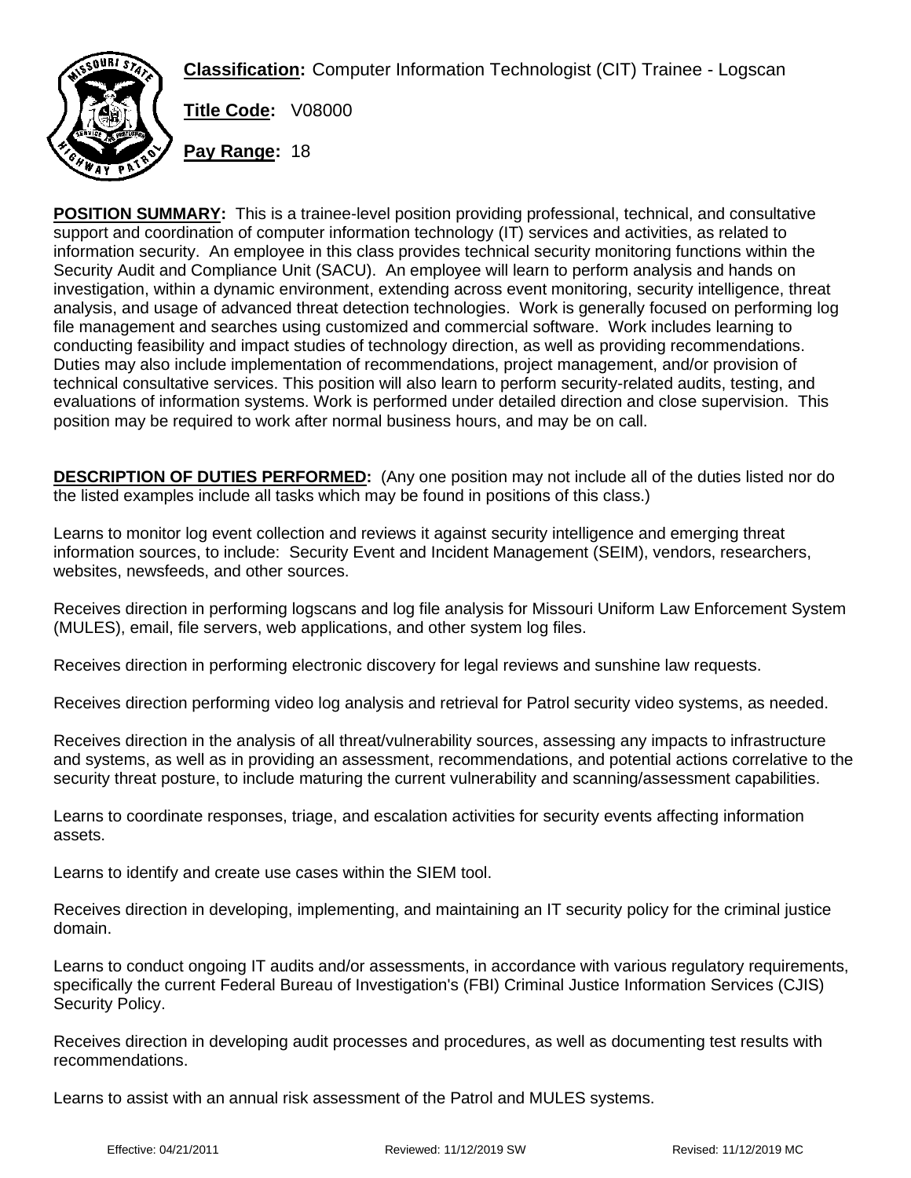**Classification:** Computer Information Technologist (CIT) Trainee - Logscan

**Title Code:** V08000

**Pay Range:** 18

**POSITION SUMMARY:** This is a trainee-level position providing professional, technical, and consultative support and coordination of computer information technology (IT) services and activities, as related to information security. An employee in this class provides technical security monitoring functions within the Security Audit and Compliance Unit (SACU). An employee will learn to perform analysis and hands on investigation, within a dynamic environment, extending across event monitoring, security intelligence, threat analysis, and usage of advanced threat detection technologies. Work is generally focused on performing log file management and searches using customized and commercial software. Work includes learning to conducting feasibility and impact studies of technology direction, as well as providing recommendations. Duties may also include implementation of recommendations, project management, and/or provision of technical consultative services. This position will also learn to perform security-related audits, testing, and evaluations of information systems. Work is performed under detailed direction and close supervision. This position may be required to work after normal business hours, and may be on call.

**DESCRIPTION OF DUTIES PERFORMED:** (Any one position may not include all of the duties listed nor do the listed examples include all tasks which may be found in positions of this class.)

Learns to monitor log event collection and reviews it against security intelligence and emerging threat information sources, to include: Security Event and Incident Management (SEIM), vendors, researchers, websites, newsfeeds, and other sources.

Receives direction in performing logscans and log file analysis for Missouri Uniform Law Enforcement System (MULES), email, file servers, web applications, and other system log files.

Receives direction in performing electronic discovery for legal reviews and sunshine law requests.

Receives direction performing video log analysis and retrieval for Patrol security video systems, as needed.

Receives direction in the analysis of all threat/vulnerability sources, assessing any impacts to infrastructure and systems, as well as in providing an assessment, recommendations, and potential actions correlative to the security threat posture, to include maturing the current vulnerability and scanning/assessment capabilities.

Learns to coordinate responses, triage, and escalation activities for security events affecting information assets.

Learns to identify and create use cases within the SIEM tool.

Receives direction in developing, implementing, and maintaining an IT security policy for the criminal justice domain.

Learns to conduct ongoing IT audits and/or assessments, in accordance with various regulatory requirements, specifically the current Federal Bureau of Investigation's (FBI) Criminal Justice Information Services (CJIS) Security Policy.

Receives direction in developing audit processes and procedures, as well as documenting test results with recommendations.

Learns to assist with an annual risk assessment of the Patrol and MULES systems.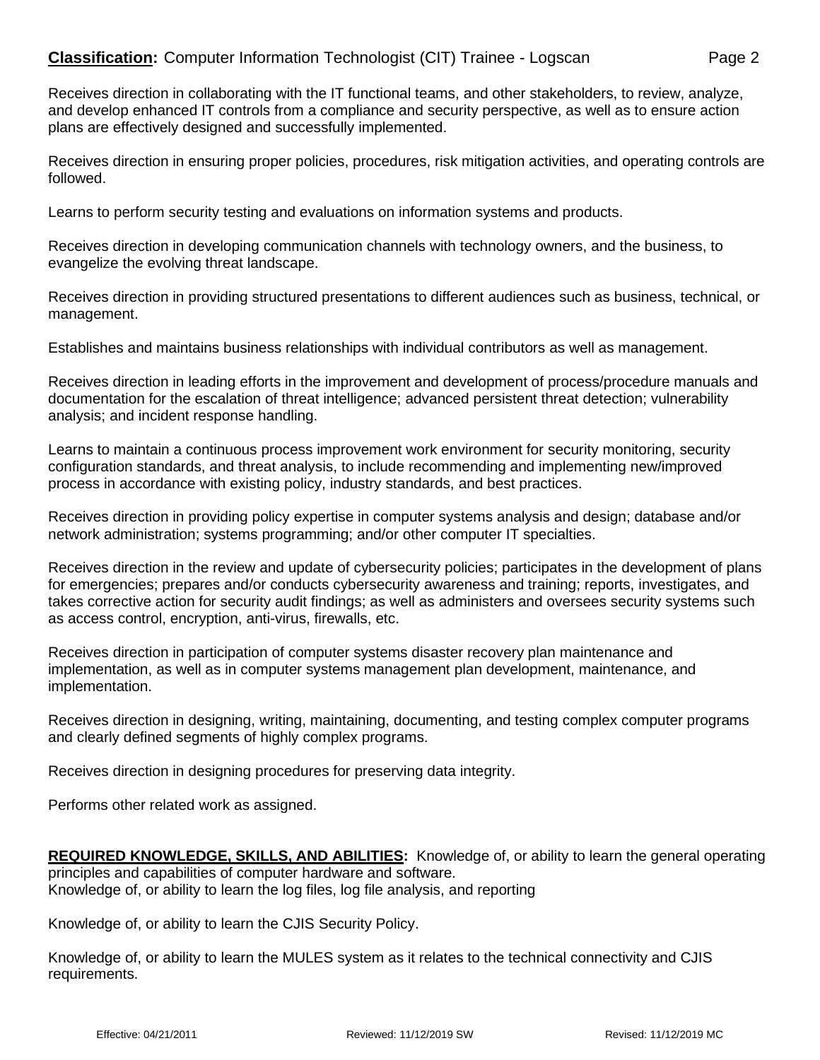Receives direction in collaborating with the IT functional teams, and other stakeholders, to review, analyze, and develop enhanced IT controls from a compliance and security perspective, as well as to ensure action plans are effectively designed and successfully implemented.

Receives direction in ensuring proper policies, procedures, risk mitigation activities, and operating controls are followed.

Learns to perform security testing and evaluations on information systems and products.

Receives direction in developing communication channels with technology owners, and the business, to evangelize the evolving threat landscape.

Receives direction in providing structured presentations to different audiences such as business, technical, or management.

Establishes and maintains business relationships with individual contributors as well as management.

Receives direction in leading efforts in the improvement and development of process/procedure manuals and documentation for the escalation of threat intelligence; advanced persistent threat detection; vulnerability analysis; and incident response handling.

Learns to maintain a continuous process improvement work environment for security monitoring, security configuration standards, and threat analysis, to include recommending and implementing new/improved process in accordance with existing policy, industry standards, and best practices.

Receives direction in providing policy expertise in computer systems analysis and design; database and/or network administration; systems programming; and/or other computer IT specialties.

Receives direction in the review and update of cybersecurity policies; participates in the development of plans for emergencies; prepares and/or conducts cybersecurity awareness and training; reports, investigates, and takes corrective action for security audit findings; as well as administers and oversees security systems such as access control, encryption, anti-virus, firewalls, etc.

Receives direction in participation of computer systems disaster recovery plan maintenance and implementation, as well as in computer systems management plan development, maintenance, and implementation.

Receives direction in designing, writing, maintaining, documenting, and testing complex computer programs and clearly defined segments of highly complex programs.

Receives direction in designing procedures for preserving data integrity.

Performs other related work as assigned.

**REQUIRED KNOWLEDGE, SKILLS, AND ABILITIES:** Knowledge of, or ability to learn the general operating principles and capabilities of computer hardware and software.
Knowledge of, or ability to learn the log files, log file analysis, and reporting

Knowledge of, or ability to learn the CJIS Security Policy.

Knowledge of, or ability to learn the MULES system as it relates to the technical connectivity and CJIS requirements.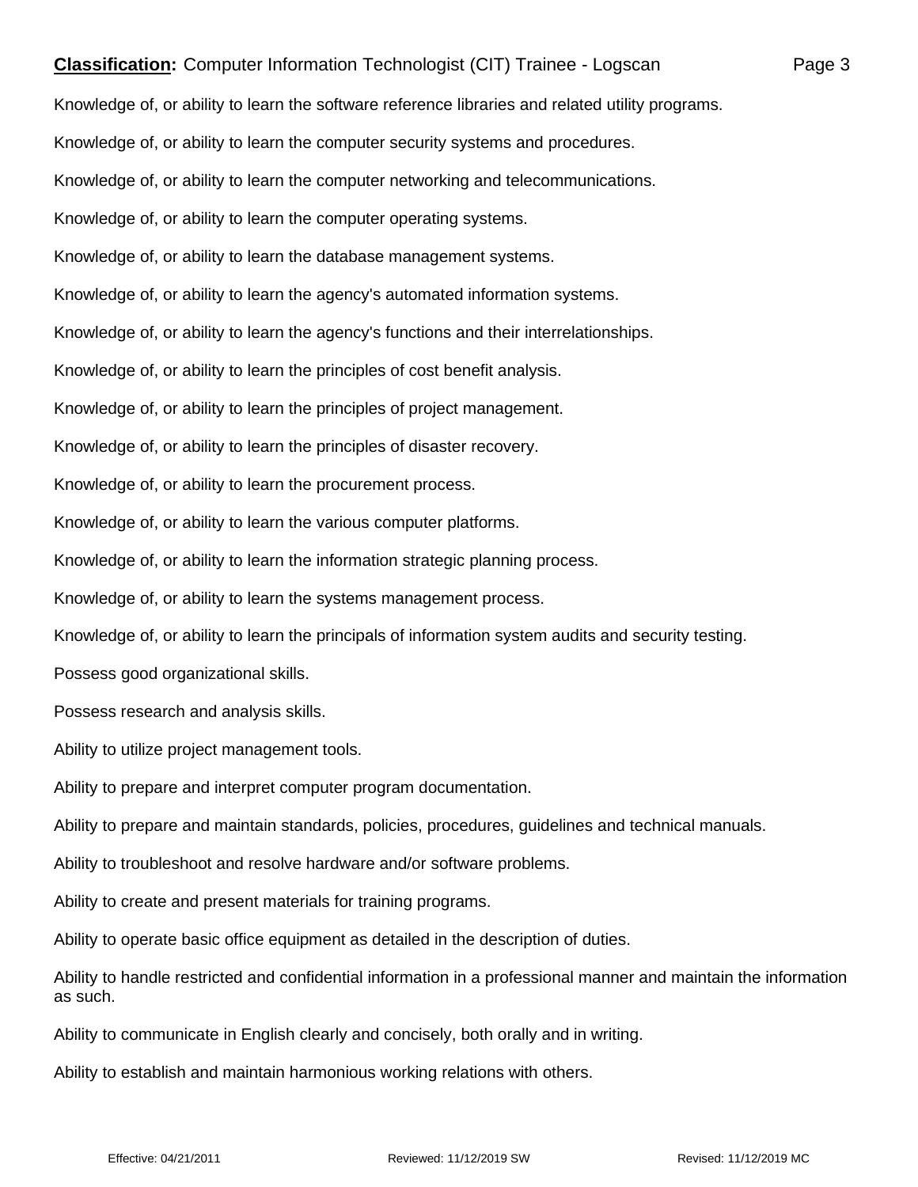Knowledge of, or ability to learn the software reference libraries and related utility programs.

Knowledge of, or ability to learn the computer security systems and procedures.

Knowledge of, or ability to learn the computer networking and telecommunications.

Knowledge of, or ability to learn the computer operating systems.

Knowledge of, or ability to learn the database management systems.

Knowledge of, or ability to learn the agency's automated information systems.

Knowledge of, or ability to learn the agency's functions and their interrelationships.

Knowledge of, or ability to learn the principles of cost benefit analysis.

Knowledge of, or ability to learn the principles of project management.

Knowledge of, or ability to learn the principles of disaster recovery.

Knowledge of, or ability to learn the procurement process.

Knowledge of, or ability to learn the various computer platforms.

Knowledge of, or ability to learn the information strategic planning process.

Knowledge of, or ability to learn the systems management process.

Knowledge of, or ability to learn the principals of information system audits and security testing.

Possess good organizational skills.

Possess research and analysis skills.

Ability to utilize project management tools.

Ability to prepare and interpret computer program documentation.

Ability to prepare and maintain standards, policies, procedures, guidelines and technical manuals.

Ability to troubleshoot and resolve hardware and/or software problems.

Ability to create and present materials for training programs.

Ability to operate basic office equipment as detailed in the description of duties.

Ability to handle restricted and confidential information in a professional manner and maintain the information as such.

Ability to communicate in English clearly and concisely, both orally and in writing.

Ability to establish and maintain harmonious working relations with others.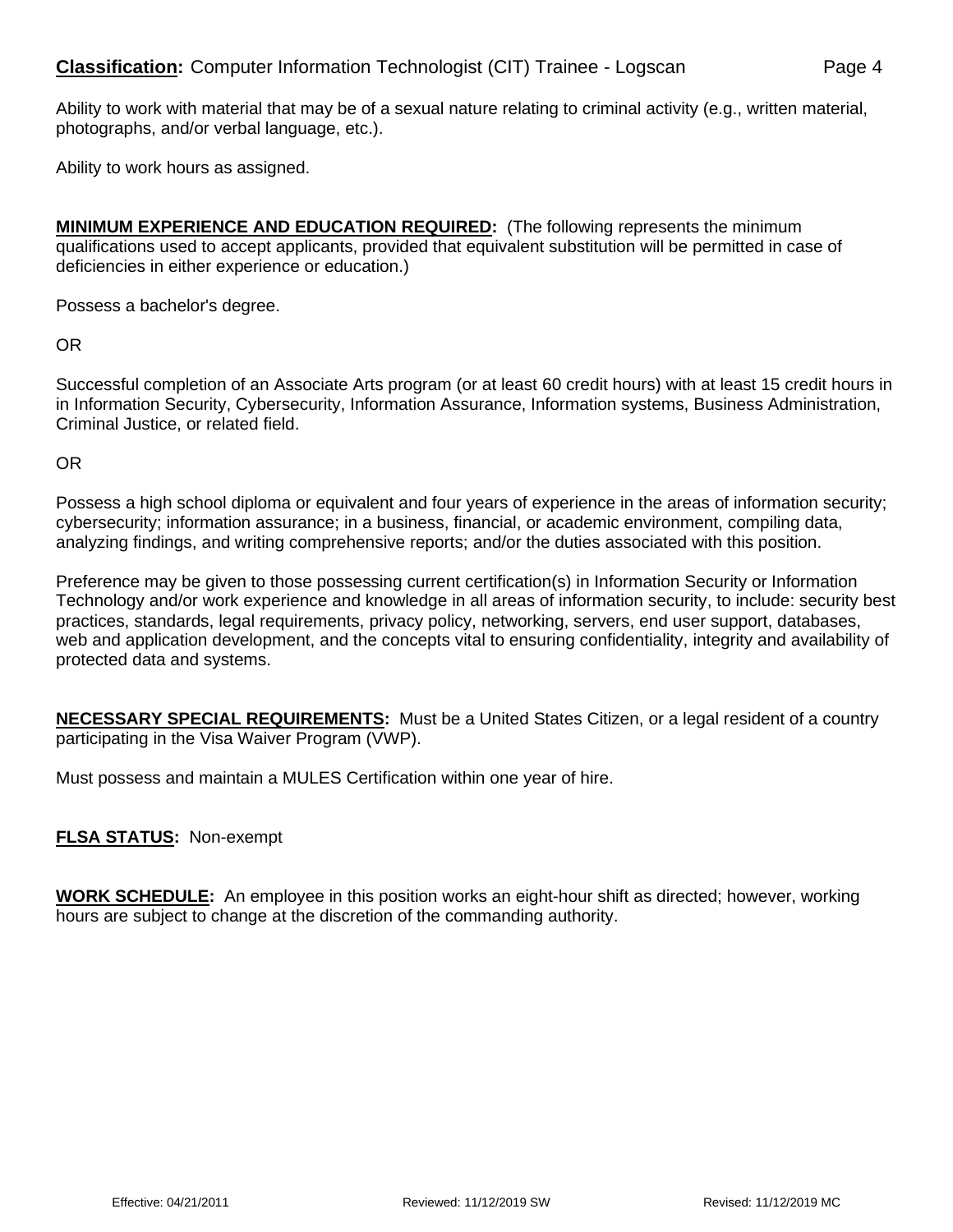Ability to work with material that may be of a sexual nature relating to criminal activity (e.g., written material, photographs, and/or verbal language, etc.).

Ability to work hours as assigned.

**MINIMUM EXPERIENCE AND EDUCATION REQUIRED:** (The following represents the minimum qualifications used to accept applicants, provided that equivalent substitution will be permitted in case of deficiencies in either experience or education.)

Possess a bachelor's degree.

OR

Successful completion of an Associate Arts program (or at least 60 credit hours) with at least 15 credit hours in in Information Security, Cybersecurity, Information Assurance, Information systems, Business Administration, Criminal Justice, or related field.

OR

Possess a high school diploma or equivalent and four years of experience in the areas of information security; cybersecurity; information assurance; in a business, financial, or academic environment, compiling data, analyzing findings, and writing comprehensive reports; and/or the duties associated with this position.

Preference may be given to those possessing current certification(s) in Information Security or Information Technology and/or work experience and knowledge in all areas of information security, to include: security best practices, standards, legal requirements, privacy policy, networking, servers, end user support, databases, web and application development, and the concepts vital to ensuring confidentiality, integrity and availability of protected data and systems.

**NECESSARY SPECIAL REQUIREMENTS:** Must be a United States Citizen, or a legal resident of a country participating in the Visa Waiver Program (VWP).

Must possess and maintain a MULES Certification within one year of hire.

**FLSA STATUS:** Non-exempt

**WORK SCHEDULE:** An employee in this position works an eight-hour shift as directed; however, working hours are subject to change at the discretion of the commanding authority.